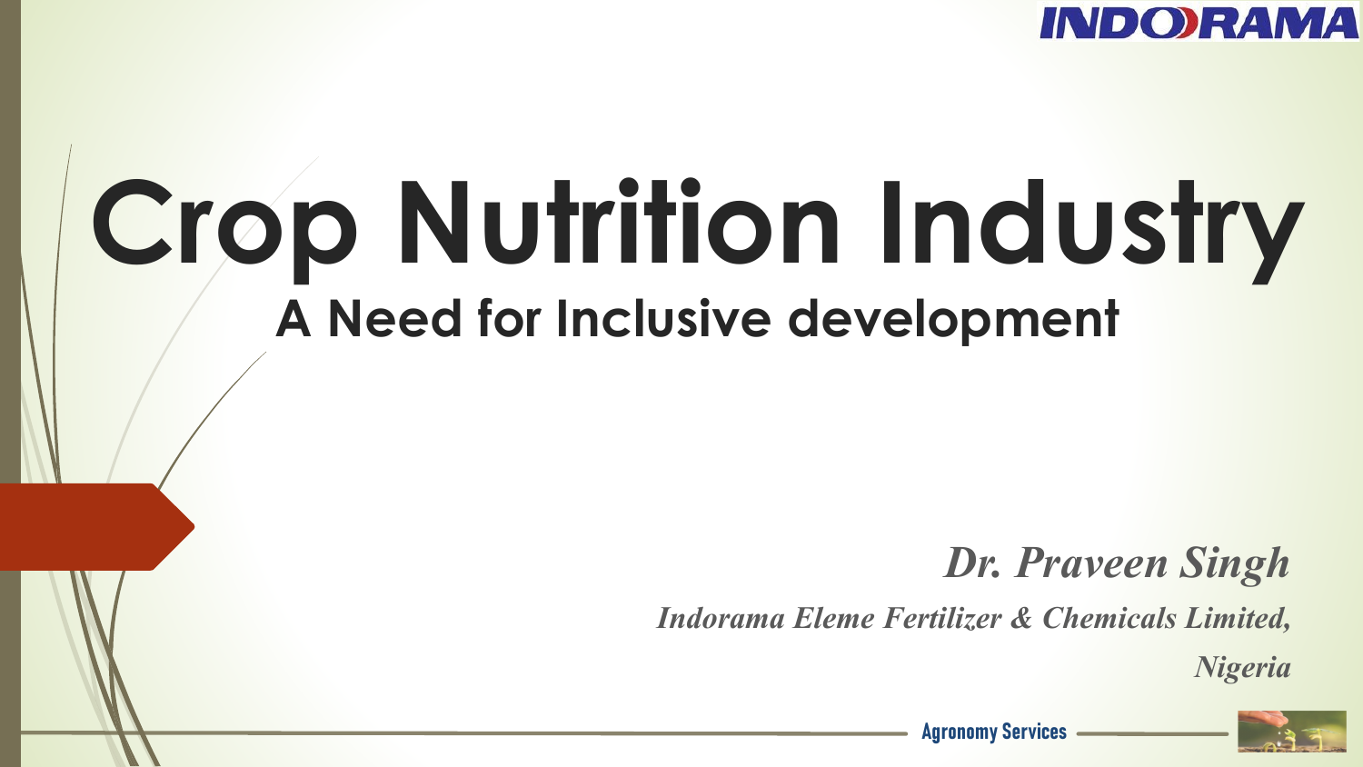# Crop Nutrition Industry

## A Need for Inclusive development

***Dr. Praveen Singh***

*Indorama Eleme Fertilizer & Chemicals Limited, Nigeria*

Agronomy Services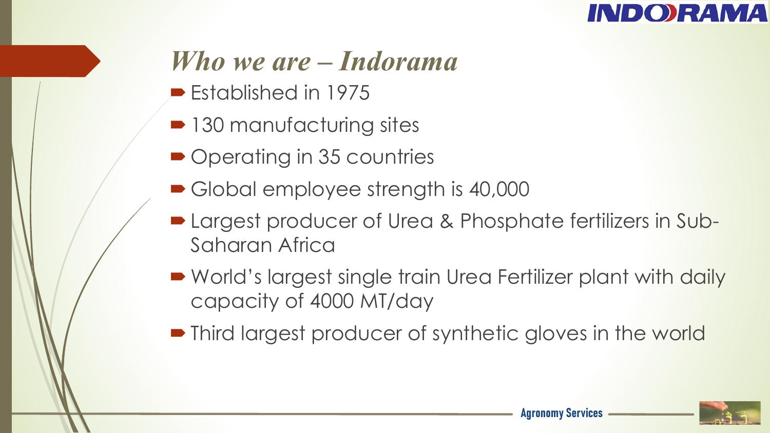## *Who we are – Indorama*

- Established in 1975
- 130 manufacturing sites
- Operating in 35 countries
- Global employee strength is 40,000
- Largest producer of Urea & Phosphate fertilizers in Sub-Saharan Africa
- World's largest single train Urea Fertilizer plant with daily capacity of 4000 MT/day
- Third largest producer of synthetic gloves in the world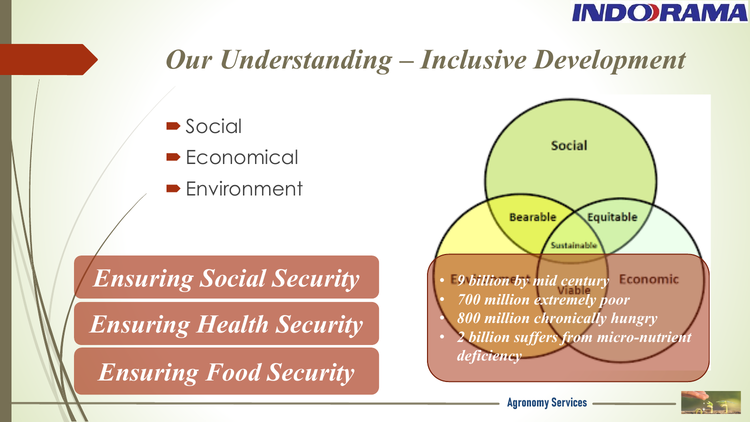# Our Understanding – Inclusive Development

- Social
- Economical
- Environment

Social

Bearable

Equitable

Sustainable

Environment

Viable

Economic

- *9 billion by mid century*
- *700 million extremely poor*
- *800 million chronically hungry*
- *2 billion suffers from micro-nutrient deficiency*

***Ensuring Social Security***

***Ensuring Health Security***

***Ensuring Food Security***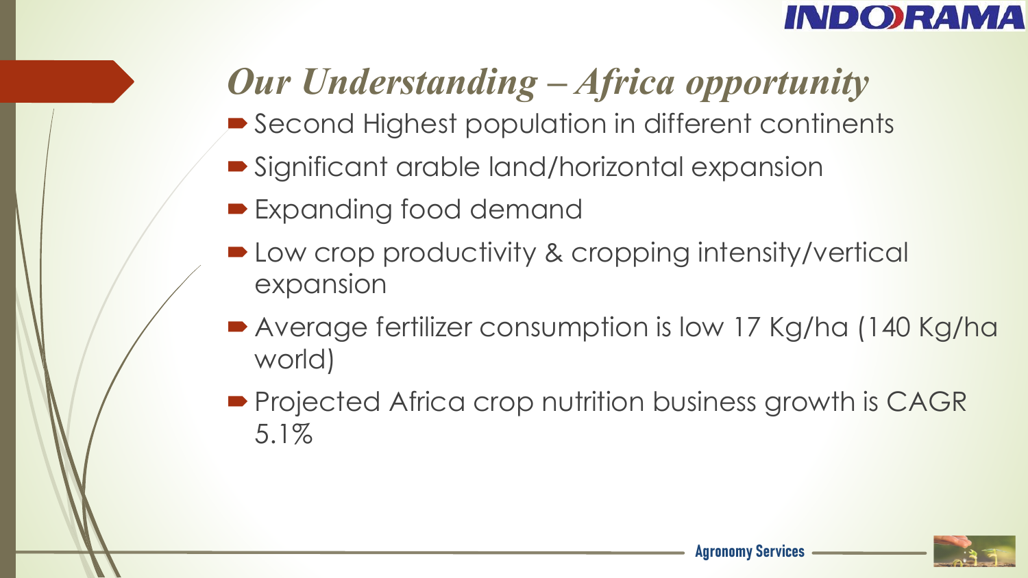# *Our Understanding – Africa opportunity*

- Second Highest population in different continents
- Significant arable land/horizontal expansion
- Expanding food demand
- Low crop productivity & cropping intensity/vertical expansion
- Average fertilizer consumption is low 17 Kg/ha (140 Kg/ha world)
- Projected Africa crop nutrition business growth is CAGR 5.1%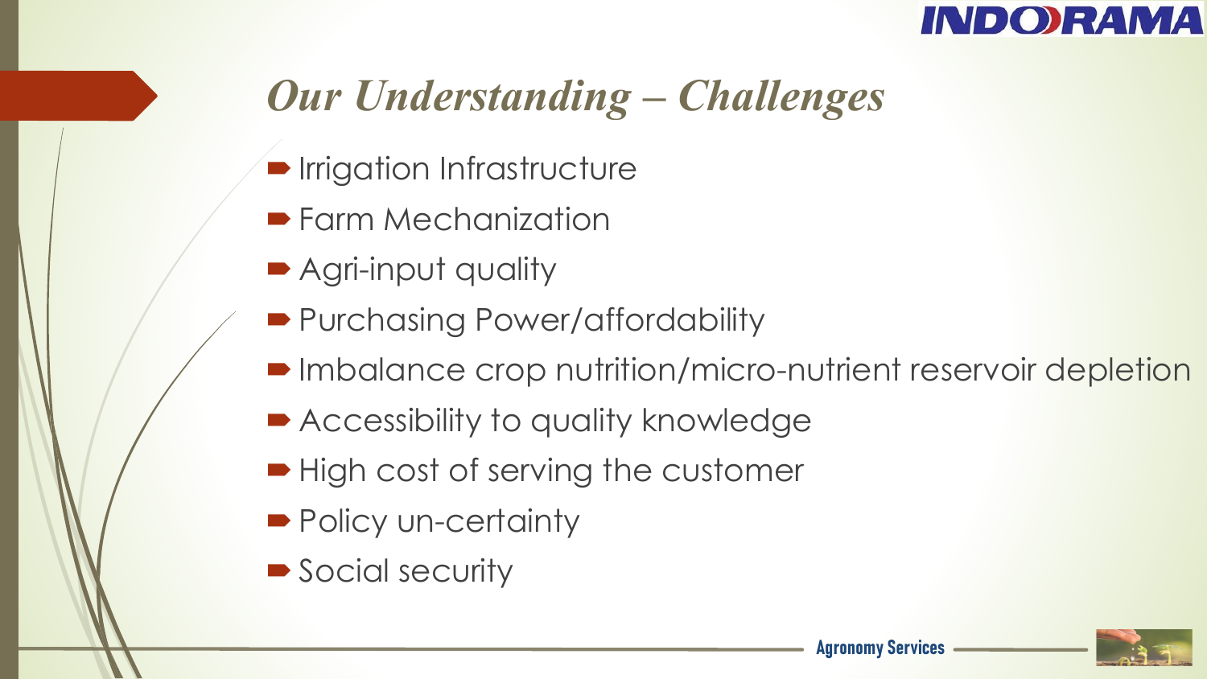# *Our Understanding – Challenges*

- Irrigation Infrastructure
- Farm Mechanization
- Agri-input quality
- Purchasing Power/affordability
- Imbalance crop nutrition/micro-nutrient reservoir depletion
- Accessibility to quality knowledge
- High cost of serving the customer
- Policy un-certainty
- Social security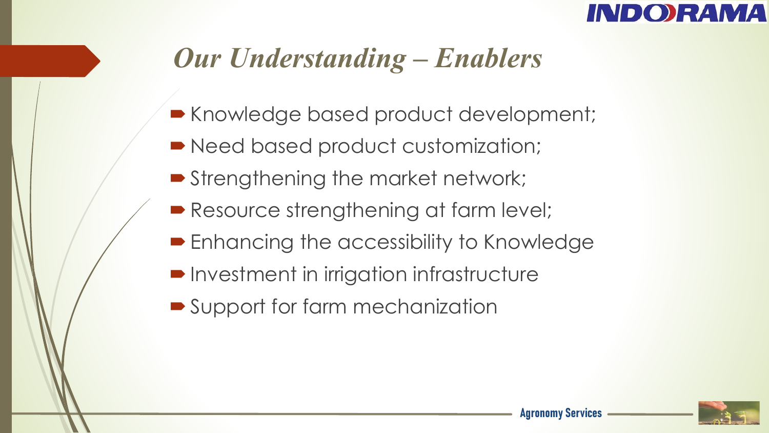# *Our Understanding – Enablers*

- Knowledge based product development;
- Need based product customization;
- Strengthening the market network;
- Resource strengthening at farm level;
- Enhancing the accessibility to Knowledge
- Investment in irrigation infrastructure
- Support for farm mechanization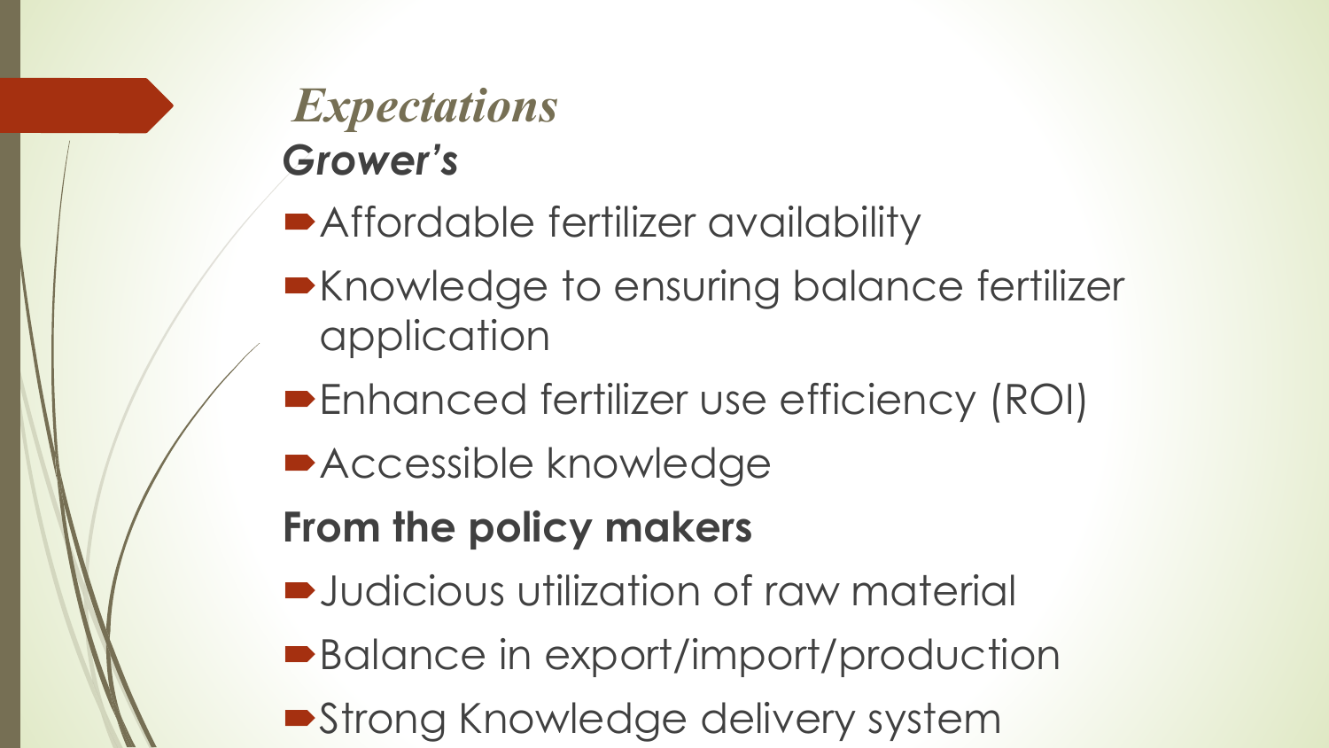# *Expectations*

## ***Grower's***

- Affordable fertilizer availability
- Knowledge to ensuring balance fertilizer application
- Enhanced fertilizer use efficiency (ROI)
- Accessible knowledge

## **From the policy makers**

- Judicious utilization of raw material
- Balance in export/import/production
- Strong Knowledge delivery system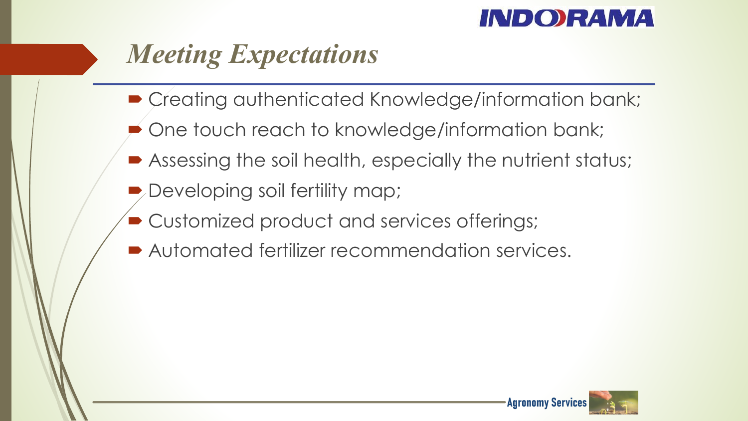# *Meeting Expectations*

- Creating authenticated Knowledge/information bank;
- One touch reach to knowledge/information bank;
- Assessing the soil health, especially the nutrient status;
- Developing soil fertility map;
- Customized product and services offerings;
- Automated fertilizer recommendation services.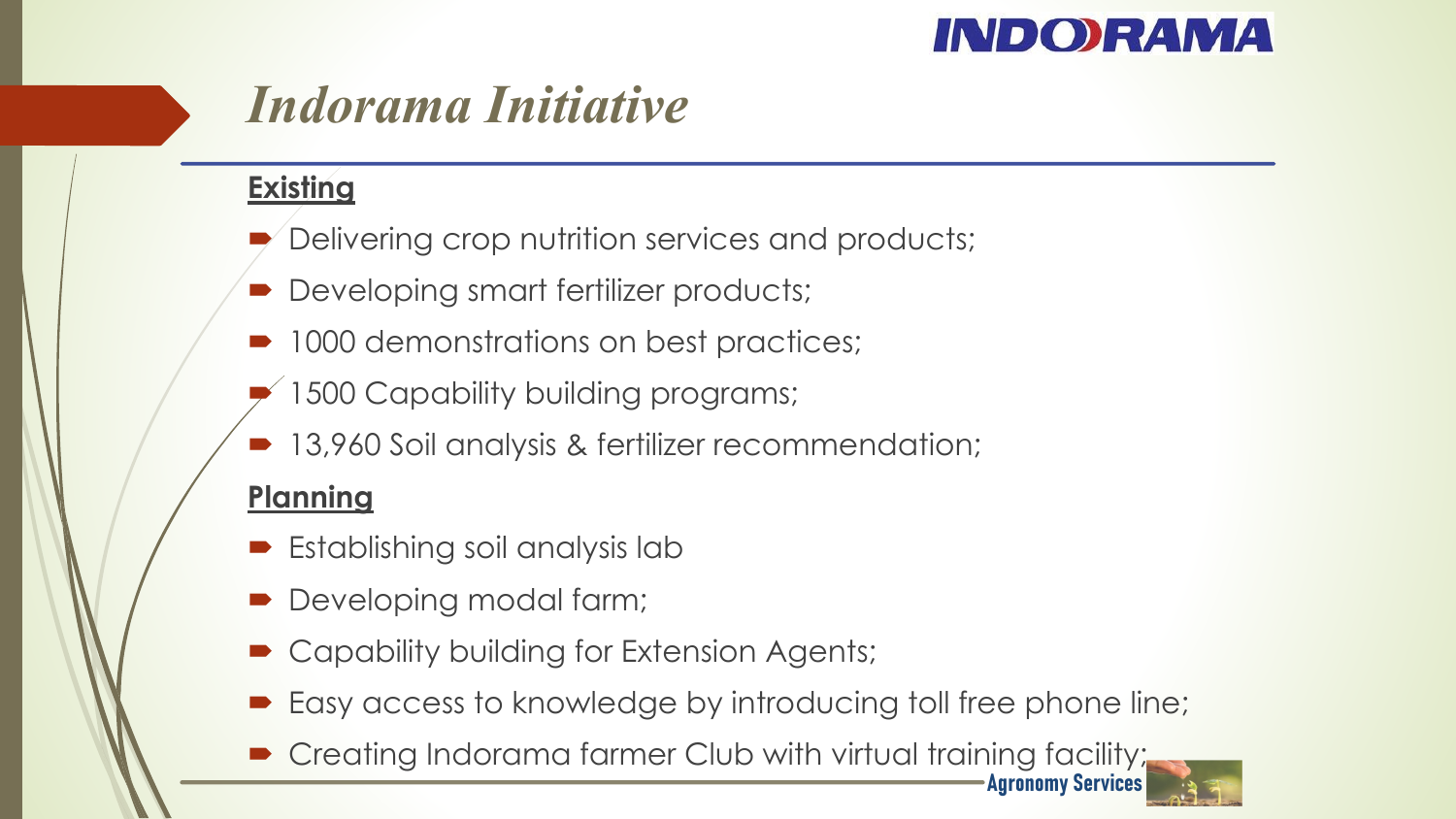# *Indorama Initiative*

**Existing**

- Delivering crop nutrition services and products;
- Developing smart fertilizer products;
- 1000 demonstrations on best practices;
- 1500 Capability building programs;
- 13,960 Soil analysis & fertilizer recommendation;

**Planning**

- Establishing soil analysis lab
- Developing modal farm;
- Capability building for Extension Agents;
- Easy access to knowledge by introducing toll free phone line;
- Creating Indorama farmer Club with virtual training facility;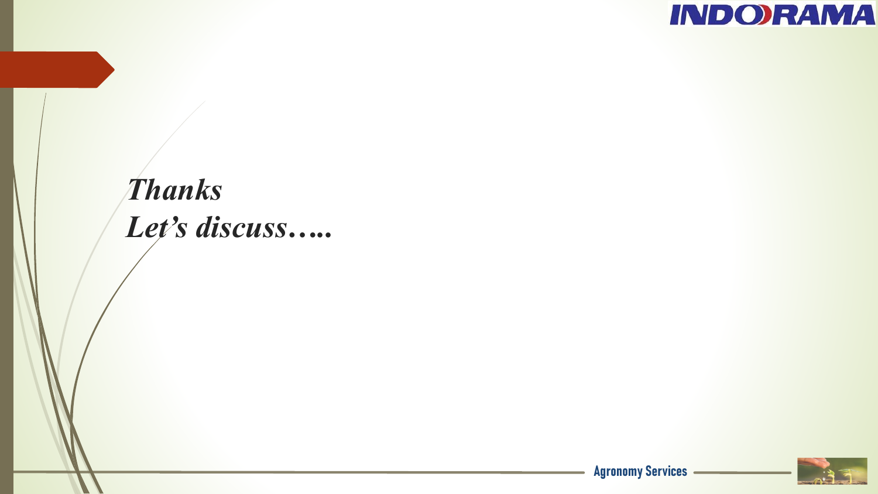***Thanks***
***Let's discuss…..***